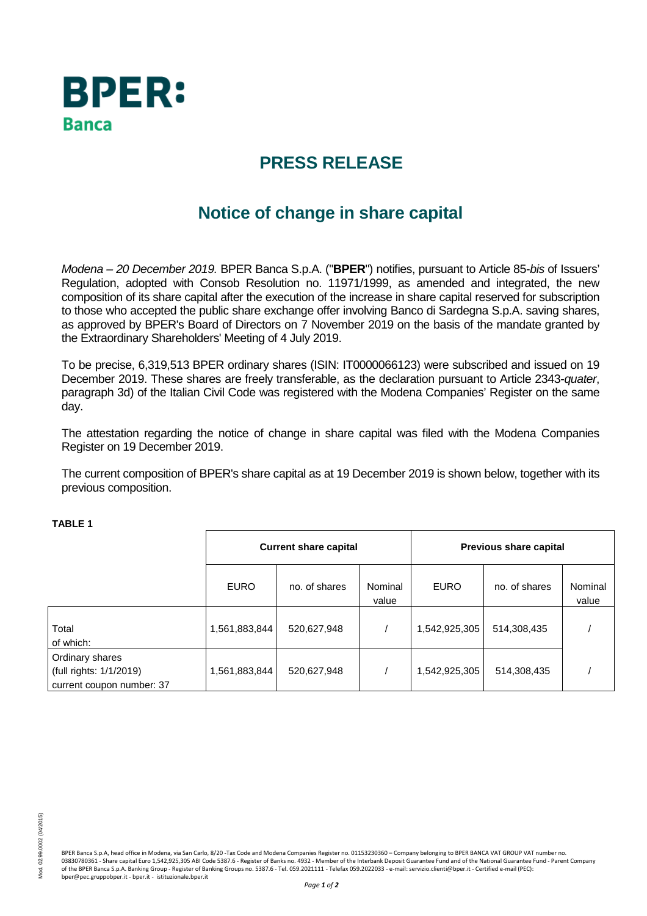**BPER:**
**Banca**

# PRESS RELEASE

## Notice of change in share capital

*Modena – 20 December 2019.* BPER Banca S.p.A. ("**BPER**") notifies, pursuant to Article 85-*bis* of Issuers' Regulation, adopted with Consob Resolution no. 11971/1999, as amended and integrated, the new composition of its share capital after the execution of the increase in share capital reserved for subscription to those who accepted the public share exchange offer involving Banco di Sardegna S.p.A. saving shares, as approved by BPER's Board of Directors on 7 November 2019 on the basis of the mandate granted by the Extraordinary Shareholders' Meeting of 4 July 2019.

To be precise, 6,319,513 BPER ordinary shares (ISIN: IT0000066123) were subscribed and issued on 19 December 2019. These shares are freely transferable, as the declaration pursuant to Article 2343-*quater*, paragraph 3d) of the Italian Civil Code was registered with the Modena Companies' Register on the same day.

The attestation regarding the notice of change in share capital was filed with the Modena Companies Register on 19 December 2019.

The current composition of BPER's share capital as at 19 December 2019 is shown below, together with its previous composition.

**TABLE 1**

| | Current share capital | | | Previous share capital | | |
|---|---|---|---|---|---|---|
| | EURO | no. of shares | Nominal value | EURO | no. of shares | Nominal value |
| Total<br>of which: | 1,561,883,844 | 520,627,948 | / | 1,542,925,305 | 514,308,435 | / |
| Ordinary shares<br>(full rights: 1/1/2019)<br>current coupon number: 37 | 1,561,883,844 | 520,627,948 | / | 1,542,925,305 | 514,308,435 | / |

BPER Banca S.p.A, head office in Modena, via San Carlo, 8/20 -Tax Code and Modena Companies Register no. 01153230360 – Company belonging to BPER BANCA VAT GROUP VAT number no. 03830780361 - Share capital Euro 1,542,925,305 ABI Code 5387.6 - Register of Banks no. 4932 - Member of the Interbank Deposit Guarantee Fund and of the National Guarantee Fund - Parent Company of the BPER Banca S.p.A. Banking Group - Register of Banking Groups no. 5387.6 - Tel. 059.2021111 - Telefax 059.2022033 - e-mail: servizio.clienti@bper.it - Certified e-mail (PEC): bper@pec.gruppobper.it - bper.it - istituzionale.bper.it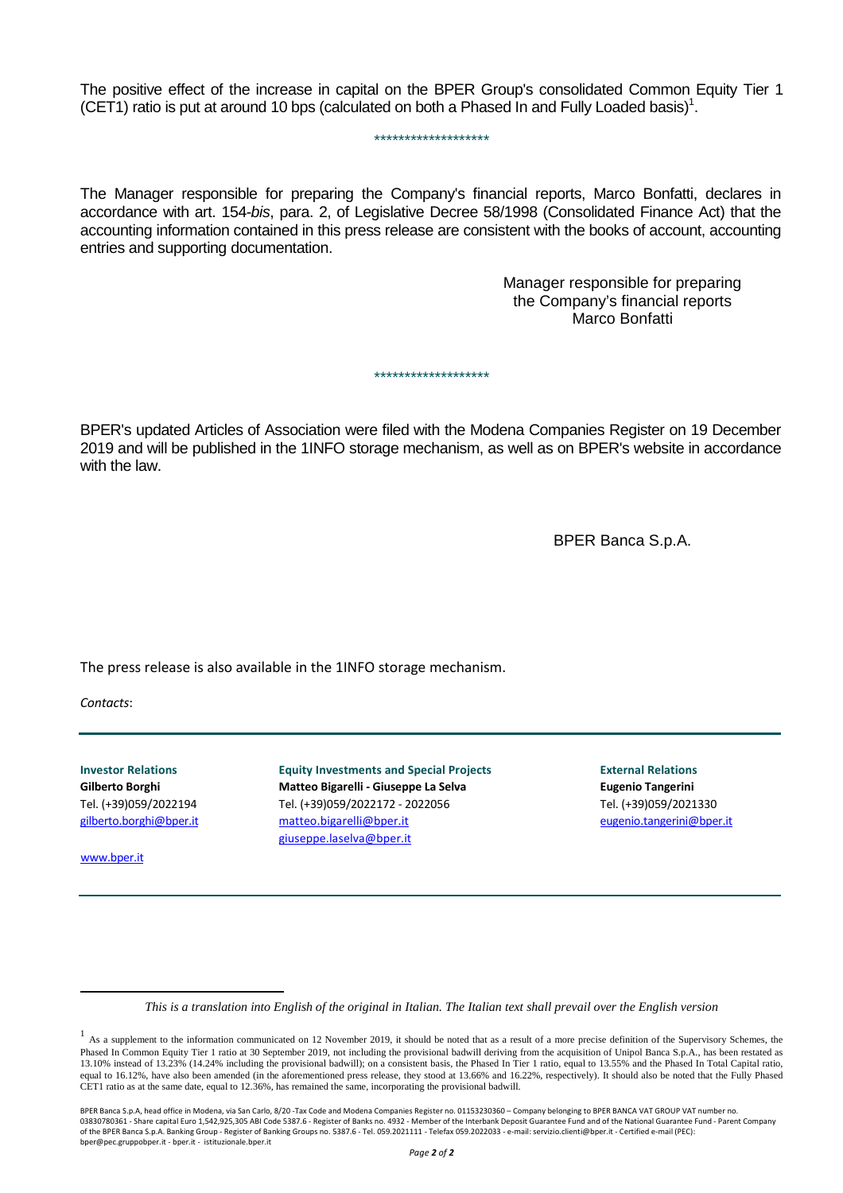The positive effect of the increase in capital on the BPER Group's consolidated Common Equity Tier 1 (CET1) ratio is put at around 10 bps (calculated on both a Phased In and Fully Loaded basis)[1].

*******************

The Manager responsible for preparing the Company's financial reports, Marco Bonfatti, declares in accordance with art. 154-*bis*, para. 2, of Legislative Decree 58/1998 (Consolidated Finance Act) that the accounting information contained in this press release are consistent with the books of account, accounting entries and supporting documentation.

Manager responsible for preparing
the Company's financial reports
Marco Bonfatti

*******************

BPER's updated Articles of Association were filed with the Modena Companies Register on 19 December 2019 and will be published in the 1INFO storage mechanism, as well as on BPER's website in accordance with the law.

BPER Banca S.p.A.

The press release is also available in the 1INFO storage mechanism.

*Contacts*:

**Investor Relations**
**Gilberto Borghi**
Tel. (+39)059/2022194
gilberto.borghi@bper.it

**Equity Investments and Special Projects**
**Matteo Bigarelli - Giuseppe La Selva**
Tel. (+39)059/2022172 - 2022056
matteo.bigarelli@bper.it
giuseppe.laselva@bper.it

**External Relations**
**Eugenio Tangerini**
Tel. (+39)059/2021330
eugenio.tangerini@bper.it

www.bper.it

*This is a translation into English of the original in Italian. The Italian text shall prevail over the English version*

[1] As a supplement to the information communicated on 12 November 2019, it should be noted that as a result of a more precise definition of the Supervisory Schemes, the Phased In Common Equity Tier 1 ratio at 30 September 2019, not including the provisional badwill deriving from the acquisition of Unipol Banca S.p.A., has been restated as 13.10% instead of 13.23% (14.24% including the provisional badwill); on a consistent basis, the Phased In Tier 1 ratio, equal to 13.55% and the Phased In Total Capital ratio, equal to 16.12%, have also been amended (in the aforementioned press release, they stood at 13.66% and 16.22%, respectively). It should also be noted that the Fully Phased CET1 ratio as at the same date, equal to 12.36%, has remained the same, incorporating the provisional badwill.

BPER Banca S.p.A, head office in Modena, via San Carlo, 8/20 -Tax Code and Modena Companies Register no. 01153230360 – Company belonging to BPER BANCA VAT GROUP VAT number no. 03830780361 - Share capital Euro 1,542,925,305 ABI Code 5387.6 - Register of Banks no. 4932 - Member of the Interbank Deposit Guarantee Fund and of the National Guarantee Fund - Parent Company of the BPER Banca S.p.A. Banking Group - Register of Banking Groups no. 5387.6 - Tel. 059.2021111 - Telefax 059.2022033 - e-mail: servizio.clienti@bper.it - Certified e-mail (PEC): bper@pec.gruppobper.it - bper.it - istituzionale.bper.it